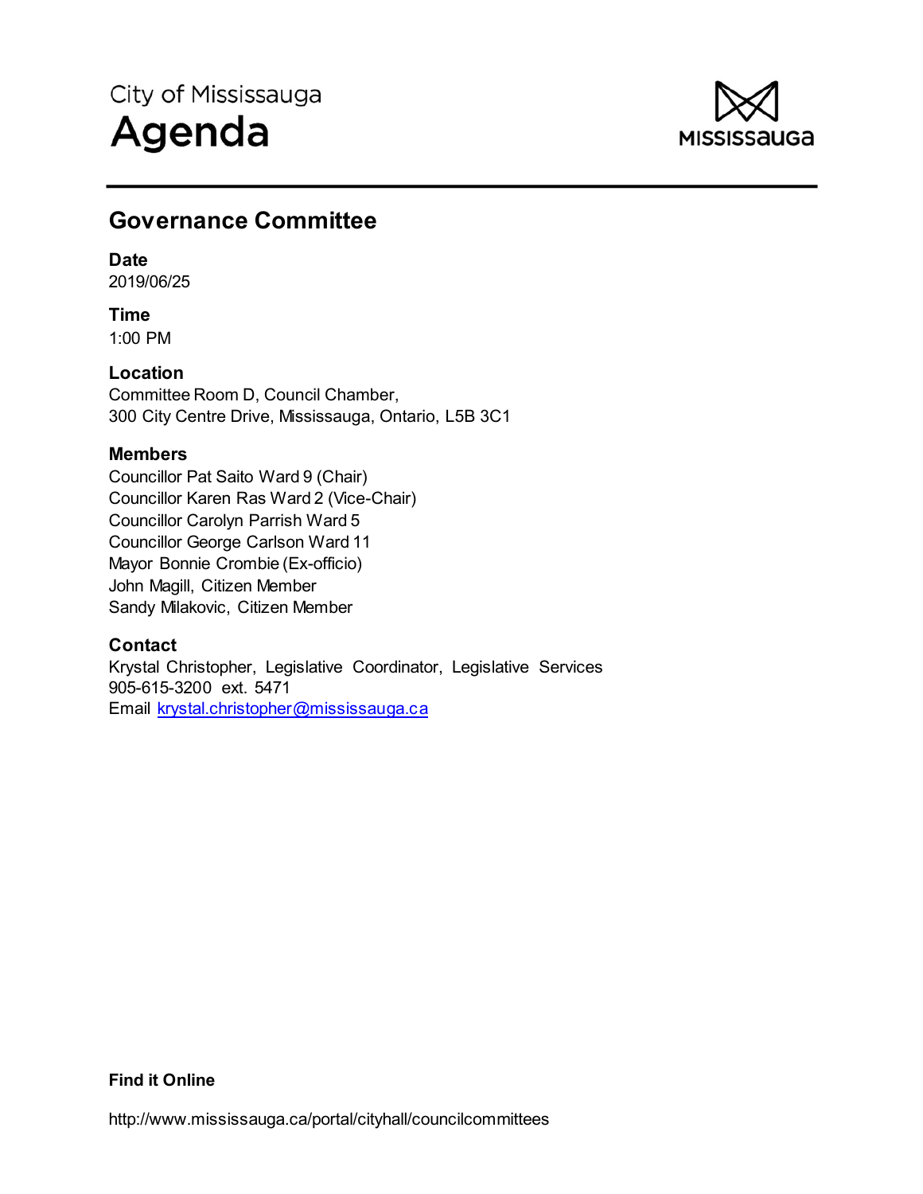City of Mississauga

# Agenda

## Governance Committee

**Date**
2019/06/25

**Time**
1:00 PM

**Location**
Committee Room D, Council Chamber,
300 City Centre Drive, Mississauga, Ontario, L5B 3C1

**Members**
Councillor Pat Saito Ward 9 (Chair)
Councillor Karen Ras Ward 2 (Vice-Chair)
Councillor Carolyn Parrish Ward 5
Councillor George Carlson Ward 11
Mayor Bonnie Crombie (Ex-officio)
John Magill, Citizen Member
Sandy Milakovic, Citizen Member

**Contact**
Krystal Christopher, Legislative Coordinator, Legislative Services
905-615-3200 ext. 5471
Email krystal.christopher@mississauga.ca

**Find it Online**

http://www.mississauga.ca/portal/cityhall/councilcommittees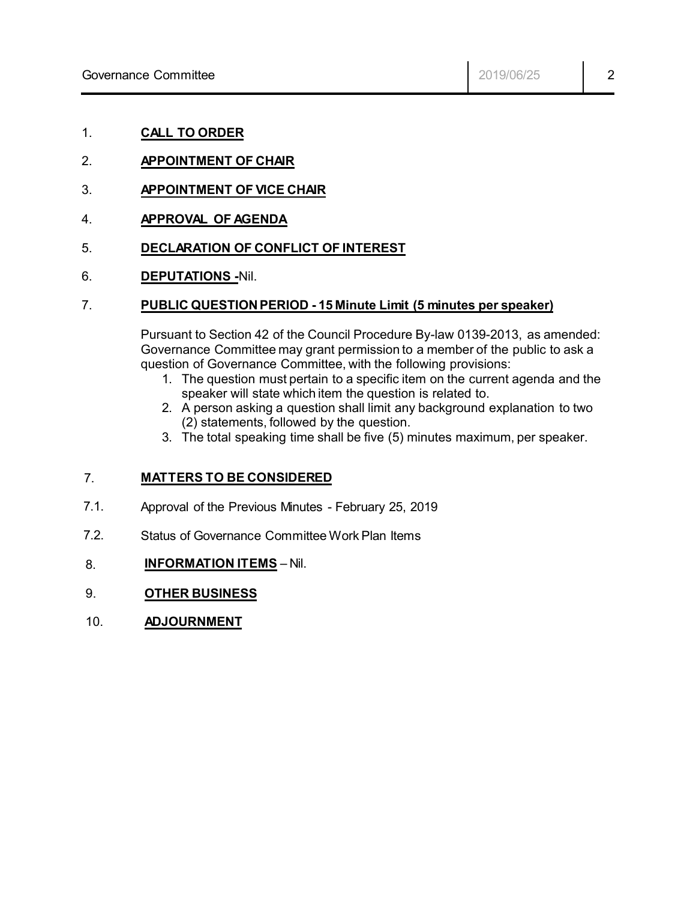1. **CALL TO ORDER**

2. **APPOINTMENT OF CHAIR**

3. **APPOINTMENT OF VICE CHAIR**

4. **APPROVAL OF AGENDA**

5. **DECLARATION OF CONFLICT OF INTEREST**

6. **DEPUTATIONS -**Nil.

7. **PUBLIC QUESTION PERIOD - 15 Minute Limit (5 minutes per speaker)**

   Pursuant to Section 42 of the Council Procedure By-law 0139-2013, as amended: Governance Committee may grant permission to a member of the public to ask a question of Governance Committee, with the following provisions:

   1. The question must pertain to a specific item on the current agenda and the speaker will state which item the question is related to.
   2. A person asking a question shall limit any background explanation to two (2) statements, followed by the question.
   3. The total speaking time shall be five (5) minutes maximum, per speaker.

7. **MATTERS TO BE CONSIDERED**

7.1. Approval of the Previous Minutes - February 25, 2019

7.2. Status of Governance Committee Work Plan Items

8. **INFORMATION ITEMS** – Nil.

9. **OTHER BUSINESS**

10. **ADJOURNMENT**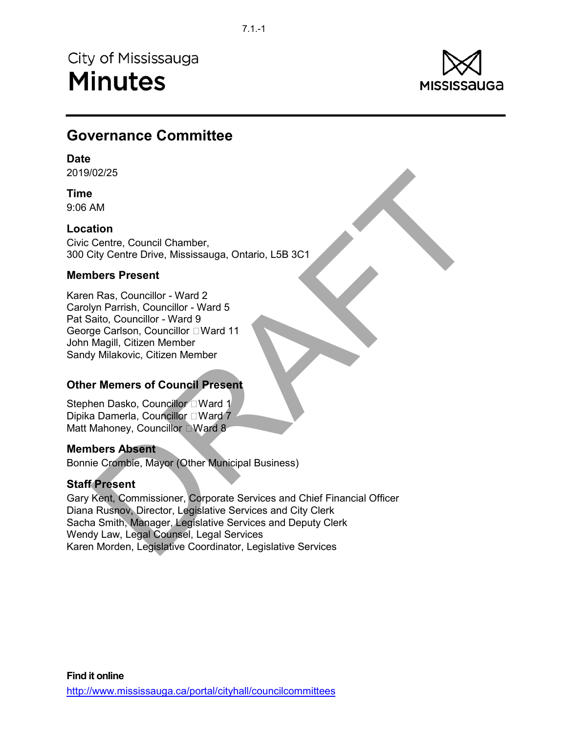City of Mississauga

# Minutes

## Governance Committee

**Date**
2019/02/25

**Time**
9:06 AM

**Location**
Civic Centre, Council Chamber,
300 City Centre Drive, Mississauga, Ontario, L5B 3C1

**Members Present**

Karen Ras, Councillor - Ward 2
Carolyn Parrish, Councillor - Ward 5
Pat Saito, Councillor - Ward 9
George Carlson, Councillor Ward 11
John Magill, Citizen Member
Sandy Milakovic, Citizen Member

**Other Memers of Council Present**

Stephen Dasko, Councillor Ward 1
Dipika Damerla, Councillor Ward 7
Matt Mahoney, Councillor Ward 8

**Members Absent**
Bonnie Crombie, Mayor (Other Municipal Business)

**Staff Present**
Gary Kent, Commissioner, Corporate Services and Chief Financial Officer
Diana Rusnov, Director, Legislative Services and City Clerk
Sacha Smith, Manager, Legislative Services and Deputy Clerk
Wendy Law, Legal Counsel, Legal Services
Karen Morden, Legislative Coordinator, Legislative Services

**Find it online**
http://www.mississauga.ca/portal/cityhall/councilcommittees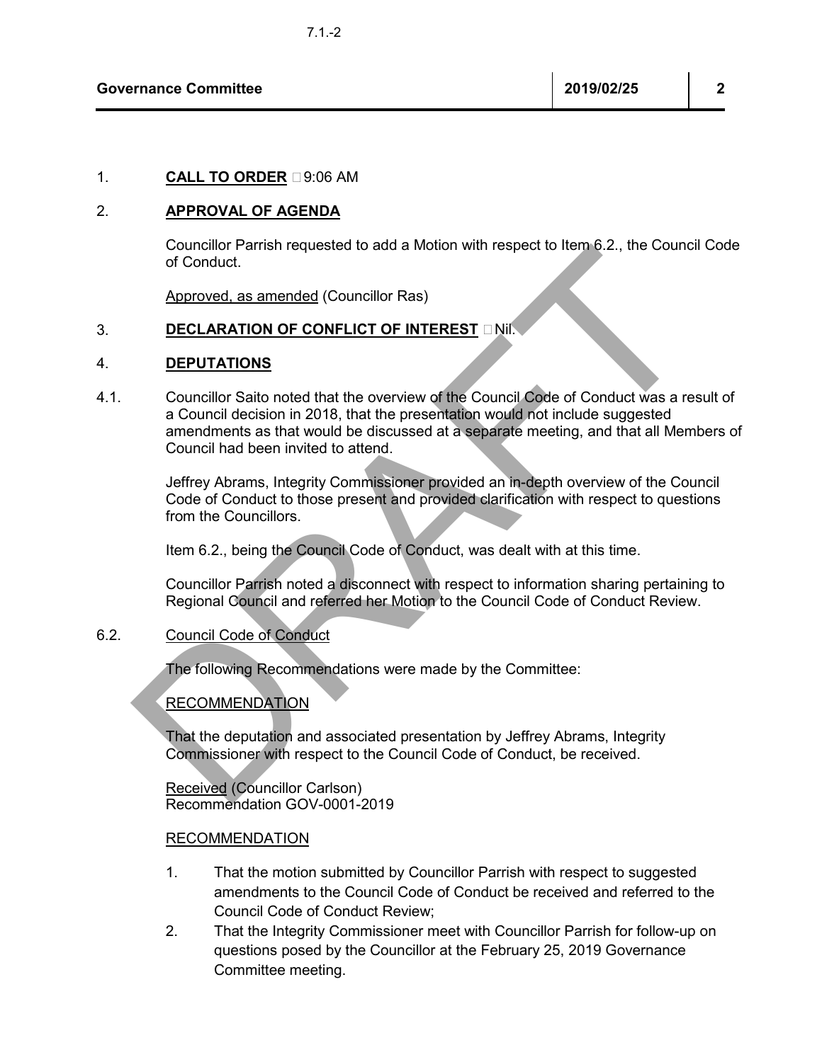1. **CALL TO ORDER** – 9:06 AM

2. **APPROVAL OF AGENDA**

   Councillor Parrish requested to add a Motion with respect to Item 6.2., the Council Code of Conduct.

   Approved, as amended (Councillor Ras)

3. **DECLARATION OF CONFLICT OF INTEREST** – Nil.

4. **DEPUTATIONS**

4.1. Councillor Saito noted that the overview of the Council Code of Conduct was a result of a Council decision in 2018, that the presentation would not include suggested amendments as that would be discussed at a separate meeting, and that all Members of Council had been invited to attend.

Jeffrey Abrams, Integrity Commissioner provided an in-depth overview of the Council Code of Conduct to those present and provided clarification with respect to questions from the Councillors.

Item 6.2., being the Council Code of Conduct, was dealt with at this time.

Councillor Parrish noted a disconnect with respect to information sharing pertaining to Regional Council and referred her Motion to the Council Code of Conduct Review.

6.2. Council Code of Conduct

The following Recommendations were made by the Committee:

RECOMMENDATION

That the deputation and associated presentation by Jeffrey Abrams, Integrity Commissioner with respect to the Council Code of Conduct, be received.

Received (Councillor Carlson)
Recommendation GOV-0001-2019

RECOMMENDATION

1. That the motion submitted by Councillor Parrish with respect to suggested amendments to the Council Code of Conduct be received and referred to the Council Code of Conduct Review;
2. That the Integrity Commissioner meet with Councillor Parrish for follow-up on questions posed by the Councillor at the February 25, 2019 Governance Committee meeting.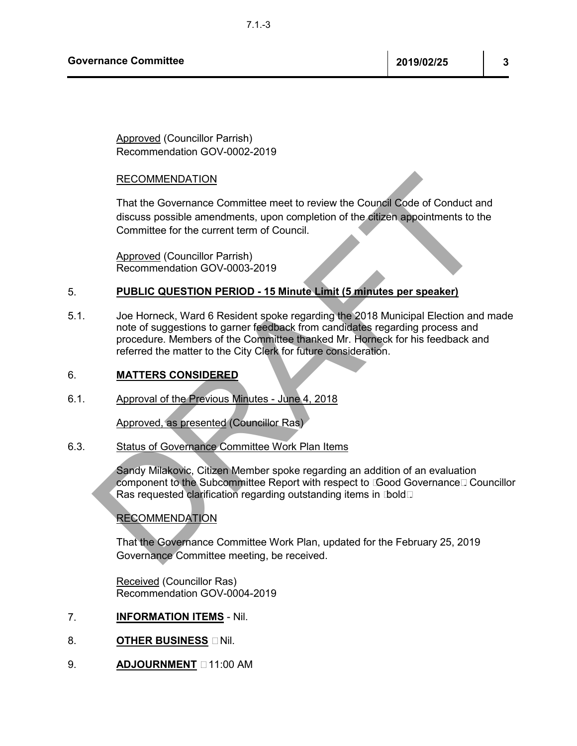Approved (Councillor Parrish)
Recommendation GOV-0002-2019

RECOMMENDATION

That the Governance Committee meet to review the Council Code of Conduct and discuss possible amendments, upon completion of the citizen appointments to the Committee for the current term of Council.

Approved (Councillor Parrish)
Recommendation GOV-0003-2019

5. **PUBLIC QUESTION PERIOD - 15 Minute Limit (5 minutes per speaker)**

5.1. Joe Horneck, Ward 6 Resident spoke regarding the 2018 Municipal Election and made note of suggestions to garner feedback from candidates regarding process and procedure. Members of the Committee thanked Mr. Horneck for his feedback and referred the matter to the City Clerk for future consideration.

6. **MATTERS CONSIDERED**

6.1. Approval of the Previous Minutes - June 4, 2018

Approved, as presented (Councillor Ras)

6.3. Status of Governance Committee Work Plan Items

Sandy Milakovic, Citizen Member spoke regarding an addition of an evaluation component to the Subcommittee Report with respect to "Good Governance". Councillor Ras requested clarification regarding outstanding items in "bold".

RECOMMENDATION

That the Governance Committee Work Plan, updated for the February 25, 2019 Governance Committee meeting, be received.

Received (Councillor Ras)
Recommendation GOV-0004-2019

7. **INFORMATION ITEMS** - Nil.

8. **OTHER BUSINESS** – Nil.

9. **ADJOURNMENT** – 11:00 AM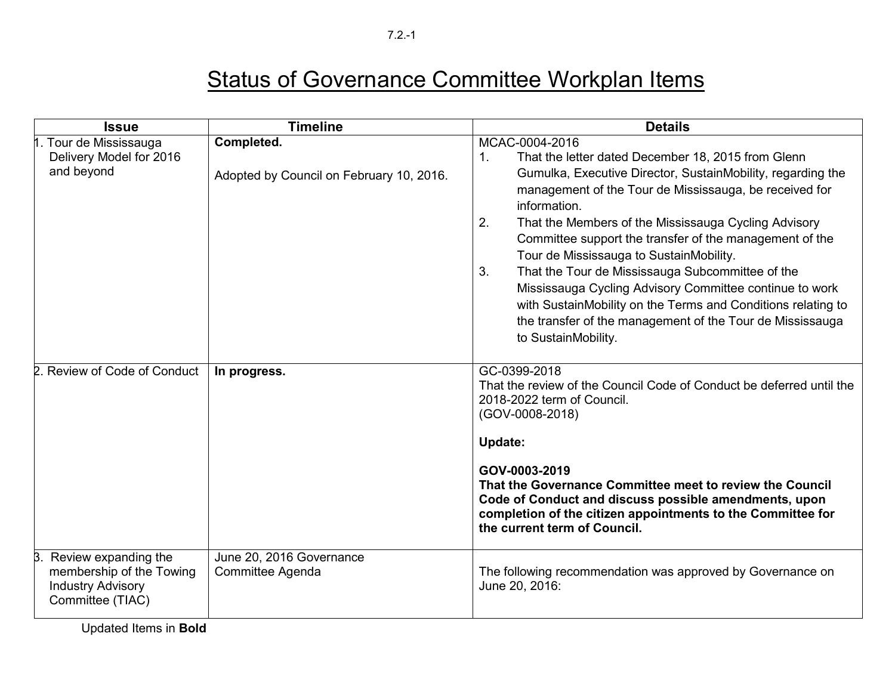# Status of Governance Committee Workplan Items

| Issue | Timeline | Details |
| --- | --- | --- |
| 1. Tour de Mississauga Delivery Model for 2016 and beyond | **Completed.**<br><br>Adopted by Council on February 10, 2016. | MCAC-0004-2016<br>1. That the letter dated December 18, 2015 from Glenn Gumulka, Executive Director, SustainMobility, regarding the management of the Tour de Mississauga, be received for information.<br>2. That the Members of the Mississauga Cycling Advisory Committee support the transfer of the management of the Tour de Mississauga to SustainMobility.<br>3. That the Tour de Mississauga Subcommittee of the Mississauga Cycling Advisory Committee continue to work with SustainMobility on the Terms and Conditions relating to the transfer of the management of the Tour de Mississauga to SustainMobility. |
| 2. Review of Code of Conduct | **In progress.** | GC-0399-2018<br>That the review of the Council Code of Conduct be deferred until the 2018-2022 term of Council.<br>(GOV-0008-2018)<br><br>**Update:**<br><br>**GOV-0003-2019**<br>**That the Governance Committee meet to review the Council Code of Conduct and discuss possible amendments, upon completion of the citizen appointments to the Committee for the current term of Council.** |
| 3. Review expanding the membership of the Towing Industry Advisory Committee (TIAC) | June 20, 2016 Governance Committee Agenda | The following recommendation was approved by Governance on June 20, 2016: |

Updated Items in **Bold**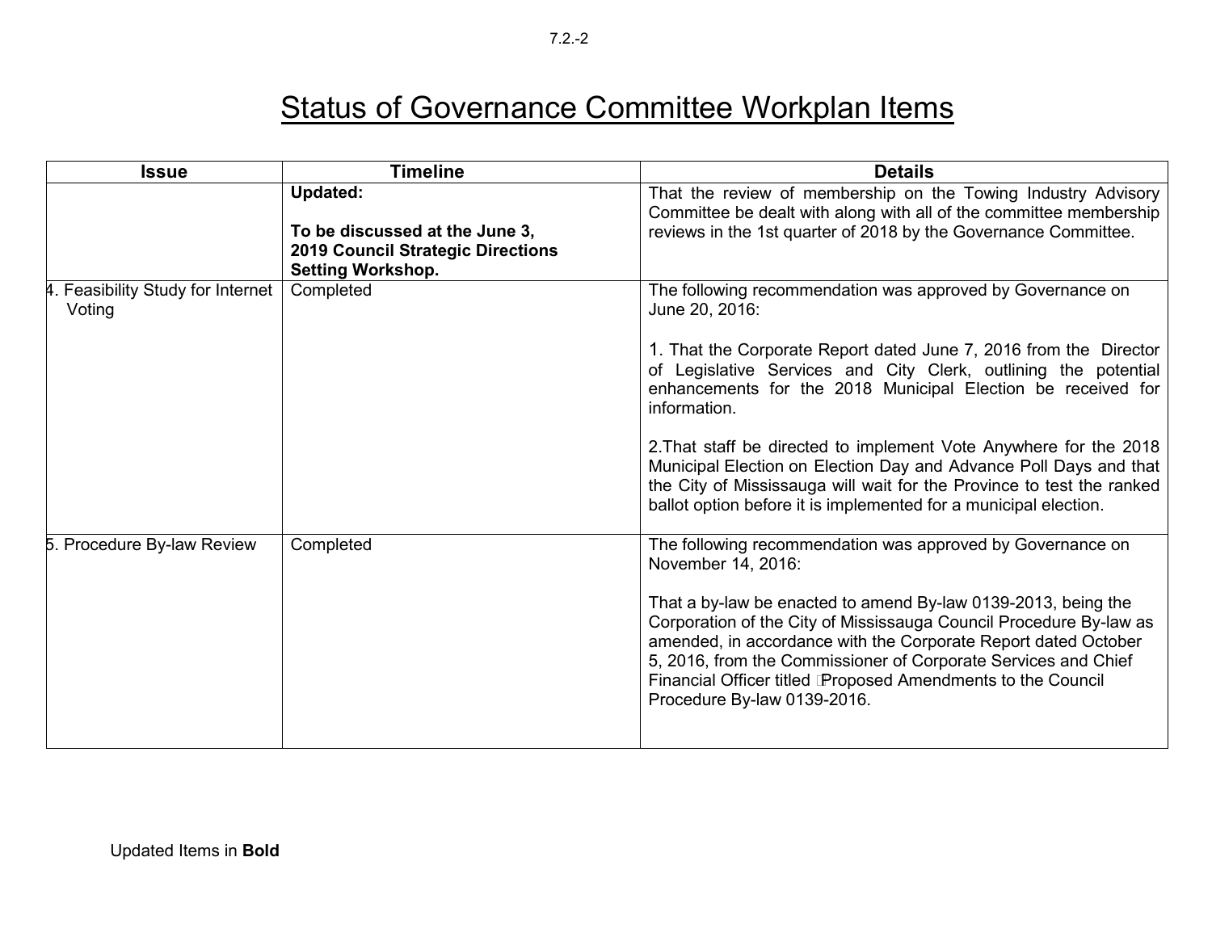# Status of Governance Committee Workplan Items

| Issue | Timeline | Details |
|---|---|---|
| | **Updated:**<br><br>**To be discussed at the June 3, 2019 Council Strategic Directions Setting Workshop.** | That the review of membership on the Towing Industry Advisory Committee be dealt with along with all of the committee membership reviews in the 1st quarter of 2018 by the Governance Committee. |
| 4. Feasibility Study for Internet Voting | Completed | The following recommendation was approved by Governance on June 20, 2016:<br><br>1. That the Corporate Report dated June 7, 2016 from the Director of Legislative Services and City Clerk, outlining the potential enhancements for the 2018 Municipal Election be received for information.<br><br>2.That staff be directed to implement Vote Anywhere for the 2018 Municipal Election on Election Day and Advance Poll Days and that the City of Mississauga will wait for the Province to test the ranked ballot option before it is implemented for a municipal election. |
| 5. Procedure By-law Review | Completed | The following recommendation was approved by Governance on November 14, 2016:<br><br>That a by-law be enacted to amend By-law 0139-2013, being the Corporation of the City of Mississauga Council Procedure By-law as amended, in accordance with the Corporate Report dated October 5, 2016, from the Commissioner of Corporate Services and Chief Financial Officer titled Proposed Amendments to the Council Procedure By-law 0139-2016. |

Updated Items in **Bold**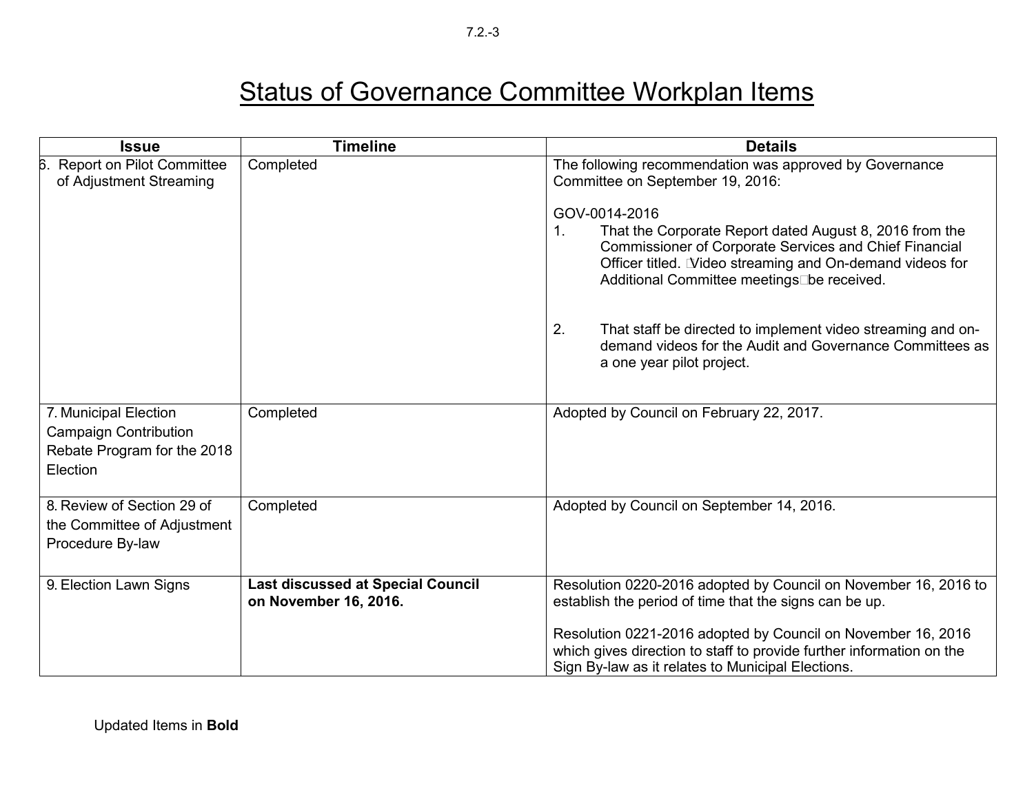# Status of Governance Committee Workplan Items

| Issue | Timeline | Details |
|---|---|---|
| 6. Report on Pilot Committee of Adjustment Streaming | Completed | The following recommendation was approved by Governance Committee on September 19, 2016:<br><br>GOV-0014-2016<br>1. That the Corporate Report dated August 8, 2016 from the Commissioner of Corporate Services and Chief Financial Officer titled. Video streaming and On-demand videos for Additional Committee meetings be received.<br><br>2. That staff be directed to implement video streaming and on-demand videos for the Audit and Governance Committees as a one year pilot project. |
| 7. Municipal Election Campaign Contribution Rebate Program for the 2018 Election | Completed | Adopted by Council on February 22, 2017. |
| 8. Review of Section 29 of the Committee of Adjustment Procedure By-law | Completed | Adopted by Council on September 14, 2016. |
| 9. Election Lawn Signs | **Last discussed at Special Council on November 16, 2016.** | Resolution 0220-2016 adopted by Council on November 16, 2016 to establish the period of time that the signs can be up.<br><br>Resolution 0221-2016 adopted by Council on November 16, 2016 which gives direction to staff to provide further information on the Sign By-law as it relates to Municipal Elections. |

Updated Items in **Bold**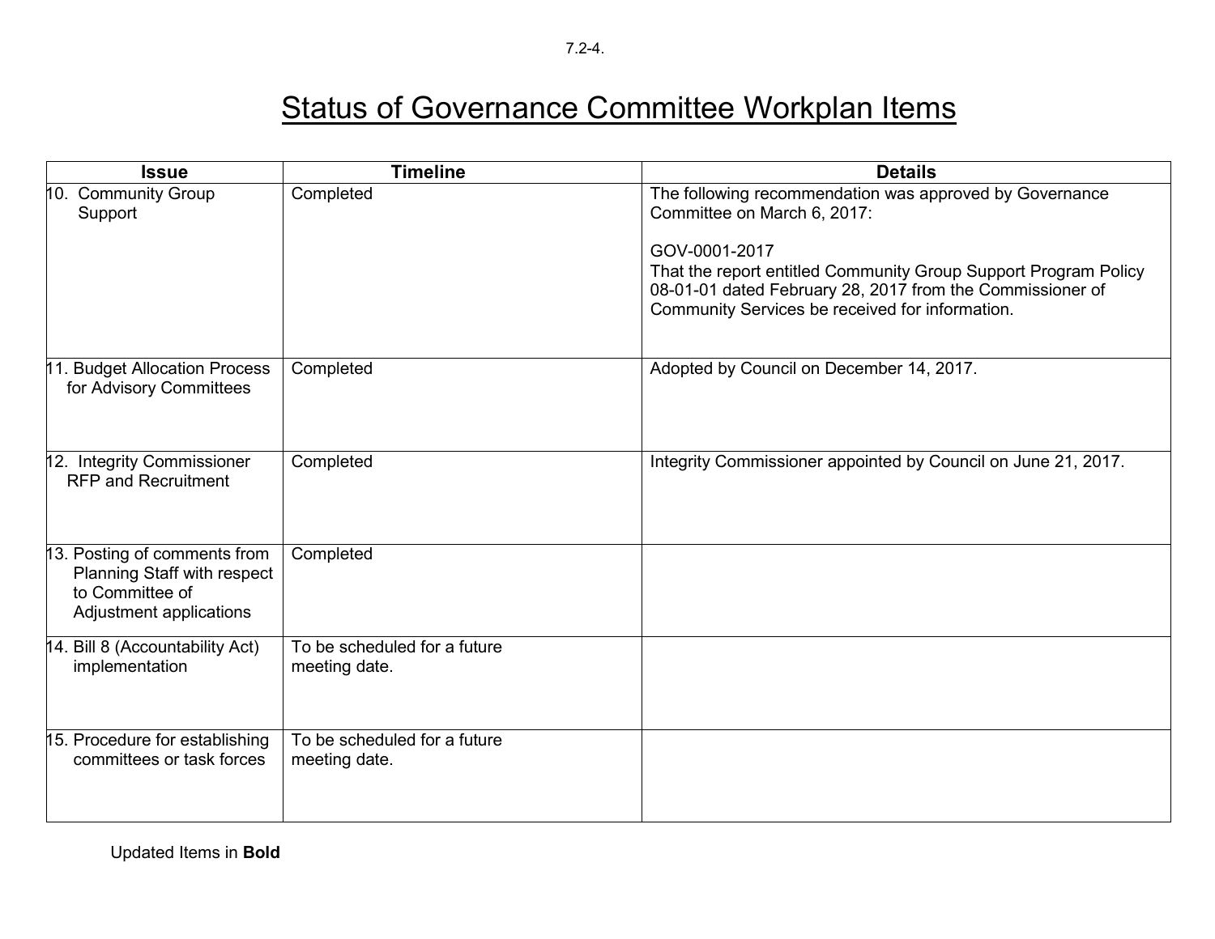# Status of Governance Committee Workplan Items

| Issue | Timeline | Details |
| --- | --- | --- |
| 10. Community Group Support | Completed | The following recommendation was approved by Governance Committee on March 6, 2017:<br><br>GOV-0001-2017<br>That the report entitled Community Group Support Program Policy 08-01-01 dated February 28, 2017 from the Commissioner of Community Services be received for information. |
| 11. Budget Allocation Process for Advisory Committees | Completed | Adopted by Council on December 14, 2017. |
| 12. Integrity Commissioner RFP and Recruitment | Completed | Integrity Commissioner appointed by Council on June 21, 2017. |
| 13. Posting of comments from Planning Staff with respect to Committee of Adjustment applications | Completed | |
| 14. Bill 8 (Accountability Act) implementation | To be scheduled for a future meeting date. | |
| 15. Procedure for establishing committees or task forces | To be scheduled for a future meeting date. | |

Updated Items in **Bold**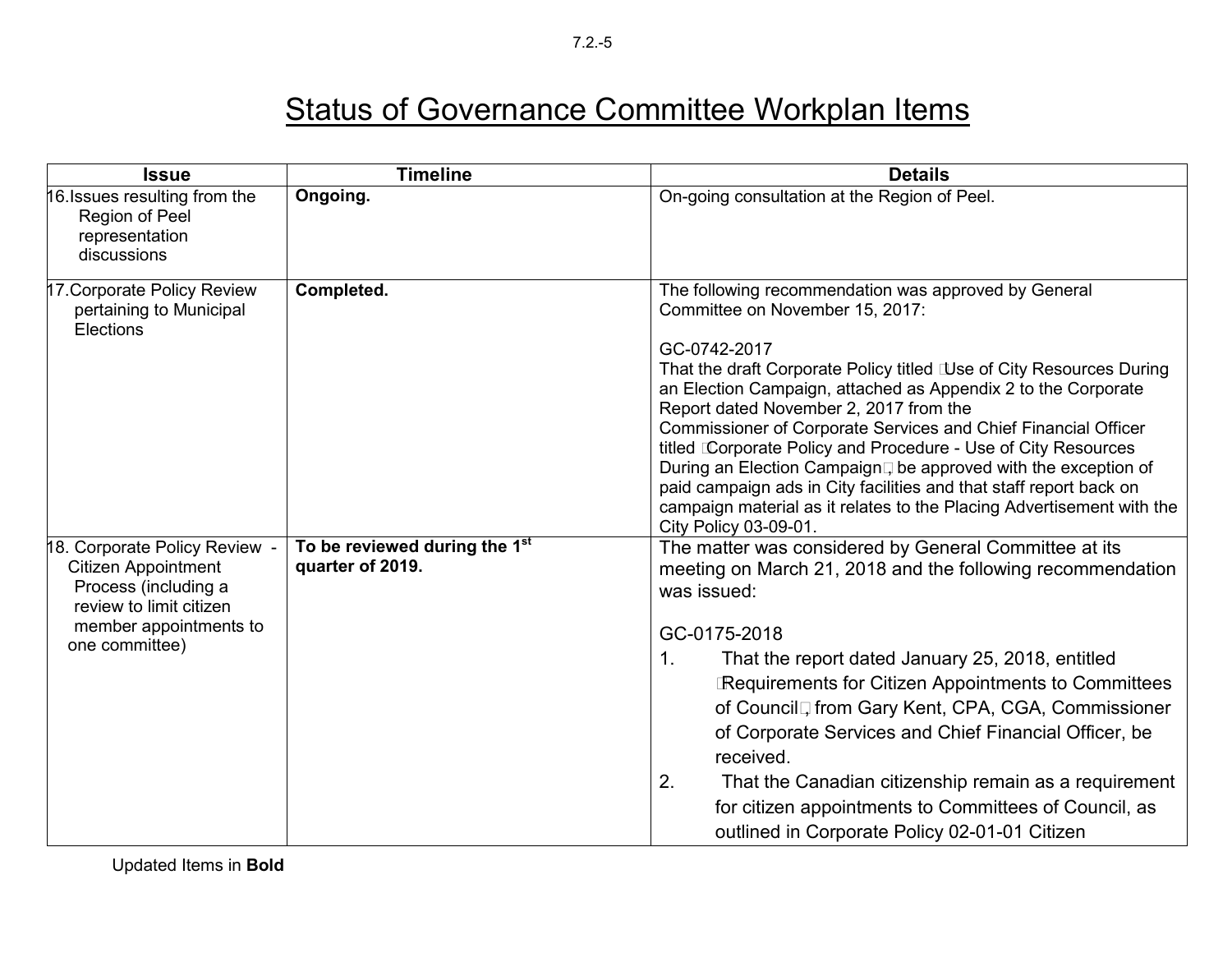# Status of Governance Committee Workplan Items

| Issue | Timeline | Details |
|---|---|---|
| 16. Issues resulting from the Region of Peel representation discussions | **Ongoing.** | On-going consultation at the Region of Peel. |
| 17. Corporate Policy Review pertaining to Municipal Elections | **Completed.** | The following recommendation was approved by General Committee on November 15, 2017:<br><br>GC-0742-2017<br>That the draft Corporate Policy titled "Use of City Resources During an Election Campaign, attached as Appendix 2 to the Corporate Report dated November 2, 2017 from the Commissioner of Corporate Services and Chief Financial Officer titled "Corporate Policy and Procedure - Use of City Resources During an Election Campaign", be approved with the exception of paid campaign ads in City facilities and that staff report back on campaign material as it relates to the Placing Advertisement with the City Policy 03-09-01. |
| 18. Corporate Policy Review - Citizen Appointment Process (including a review to limit citizen member appointments to one committee) | **To be reviewed during the 1st quarter of 2019.** | The matter was considered by General Committee at its meeting on March 21, 2018 and the following recommendation was issued:<br><br>GC-0175-2018<br>1. That the report dated January 25, 2018, entitled "Requirements for Citizen Appointments to Committees of Council", from Gary Kent, CPA, CGA, Commissioner of Corporate Services and Chief Financial Officer, be received.<br>2. That the Canadian citizenship remain as a requirement for citizen appointments to Committees of Council, as outlined in Corporate Policy 02-01-01 Citizen |

Updated Items in **Bold**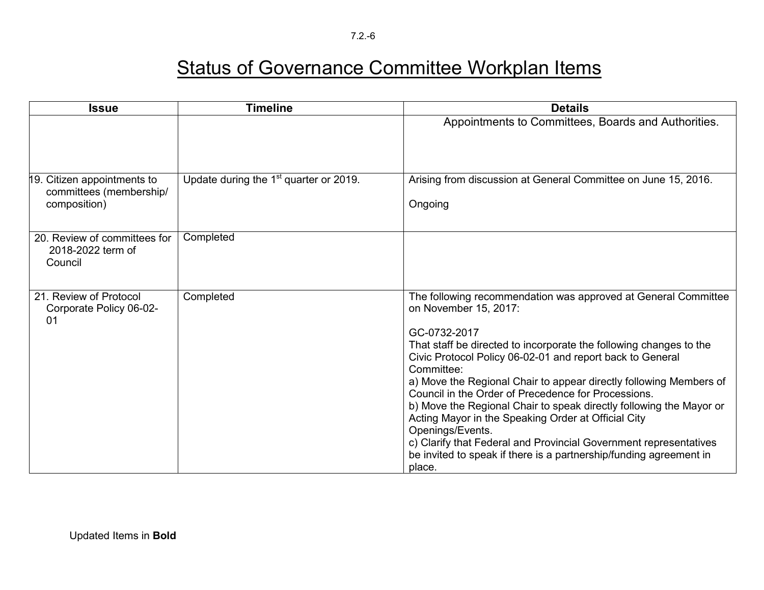# Status of Governance Committee Workplan Items

| Issue | Timeline | Details |
|---|---|---|
| | | Appointments to Committees, Boards and Authorities. |
| 19. Citizen appointments to committees (membership/ composition) | Update during the 1st quarter or 2019. | Arising from discussion at General Committee on June 15, 2016.<br><br>Ongoing |
| 20. Review of committees for 2018-2022 term of Council | Completed | |
| 21. Review of Protocol Corporate Policy 06-02-01 | Completed | The following recommendation was approved at General Committee on November 15, 2017:<br><br>GC-0732-2017<br>That staff be directed to incorporate the following changes to the Civic Protocol Policy 06-02-01 and report back to General Committee:<br>a) Move the Regional Chair to appear directly following Members of Council in the Order of Precedence for Processions.<br>b) Move the Regional Chair to speak directly following the Mayor or Acting Mayor in the Speaking Order at Official City Openings/Events.<br>c) Clarify that Federal and Provincial Government representatives be invited to speak if there is a partnership/funding agreement in place. |

Updated Items in **Bold**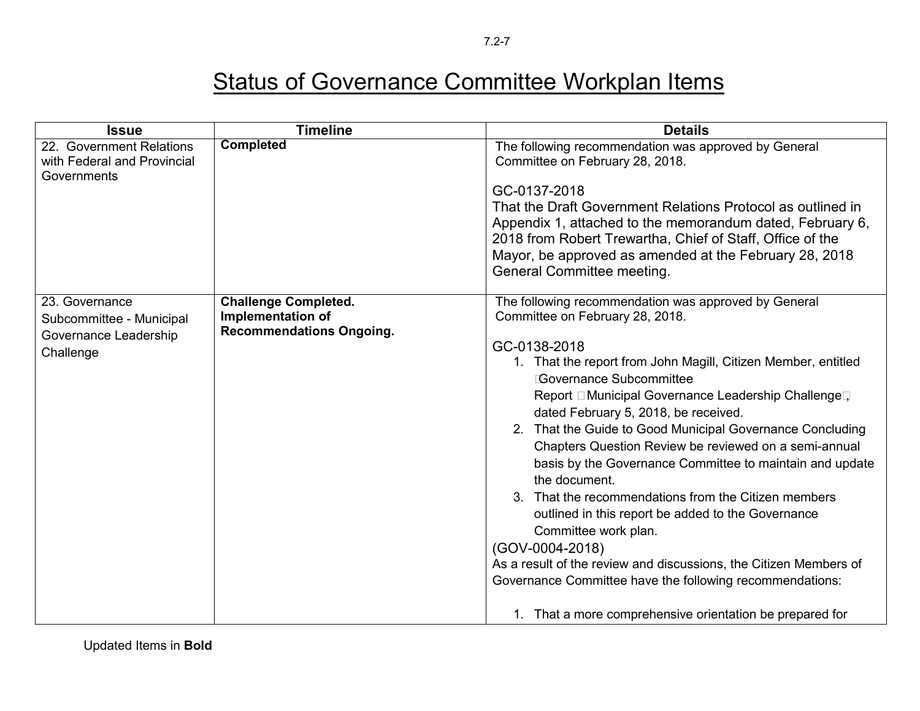# Status of Governance Committee Workplan Items

| Issue | Timeline | Details |
|---|---|---|
| 22. Government Relations with Federal and Provincial Governments | **Completed** | The following recommendation was approved by General Committee on February 28, 2018.<br><br>GC-0137-2018<br>That the Draft Government Relations Protocol as outlined in Appendix 1, attached to the memorandum dated, February 6, 2018 from Robert Trewartha, Chief of Staff, Office of the Mayor, be approved as amended at the February 28, 2018 General Committee meeting. |
| 23. Governance Subcommittee - Municipal Governance Leadership Challenge | **Challenge Completed. Implementation of Recommendations Ongoing.** | The following recommendation was approved by General Committee on February 28, 2018.<br><br>GC-0138-2018<br>1. That the report from John Magill, Citizen Member, entitled "Governance Subcommittee Report – Municipal Governance Leadership Challenge", dated February 5, 2018, be received.<br>2. That the Guide to Good Municipal Governance Concluding Chapters Question Review be reviewed on a semi-annual basis by the Governance Committee to maintain and update the document.<br>3. That the recommendations from the Citizen members outlined in this report be added to the Governance Committee work plan.<br>(GOV-0004-2018)<br>As a result of the review and discussions, the Citizen Members of Governance Committee have the following recommendations:<br><br>1. That a more comprehensive orientation be prepared for |

Updated Items in **Bold**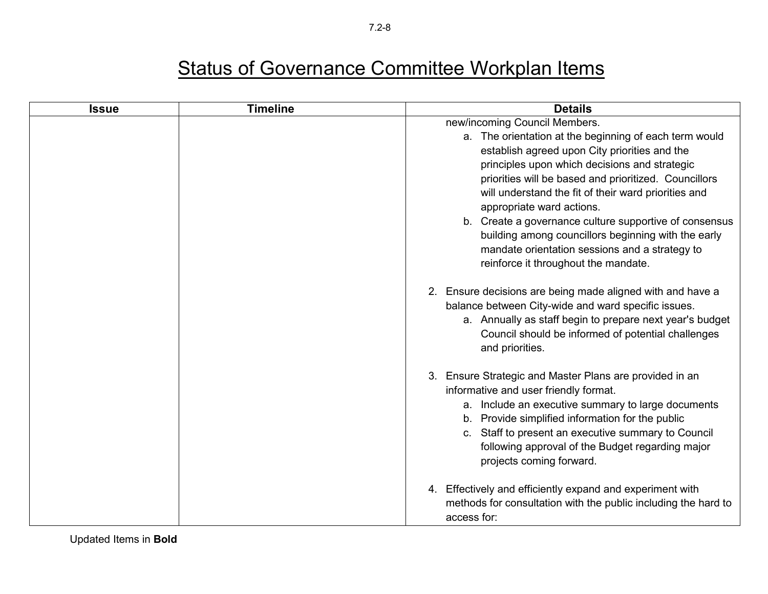# Status of Governance Committee Workplan Items

| Issue | Timeline | Details |
|---|---|---|
| | | new/incoming Council Members.<br>a. The orientation at the beginning of each term would establish agreed upon City priorities and the principles upon which decisions and strategic priorities will be based and prioritized. Councillors will understand the fit of their ward priorities and appropriate ward actions.<br>b. Create a governance culture supportive of consensus building among councillors beginning with the early mandate orientation sessions and a strategy to reinforce it throughout the mandate.<br><br>2. Ensure decisions are being made aligned with and have a balance between City-wide and ward specific issues.<br>a. Annually as staff begin to prepare next year's budget Council should be informed of potential challenges and priorities.<br><br>3. Ensure Strategic and Master Plans are provided in an informative and user friendly format.<br>a. Include an executive summary to large documents<br>b. Provide simplified information for the public<br>c. Staff to present an executive summary to Council following approval of the Budget regarding major projects coming forward.<br><br>4. Effectively and efficiently expand and experiment with methods for consultation with the public including the hard to access for: |

Updated Items in **Bold**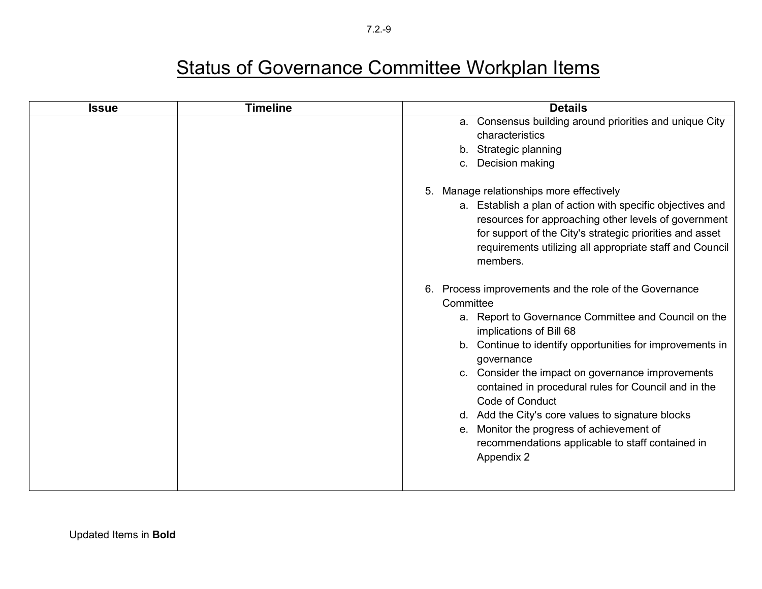# Status of Governance Committee Workplan Items

| Issue | Timeline | Details |
| --- | --- | --- |
| | | a. Consensus building around priorities and unique City characteristics<br>b. Strategic planning<br>c. Decision making<br><br>5. Manage relationships more effectively<br>a. Establish a plan of action with specific objectives and resources for approaching other levels of government for support of the City's strategic priorities and asset requirements utilizing all appropriate staff and Council members.<br><br>6. Process improvements and the role of the Governance Committee<br>a. Report to Governance Committee and Council on the implications of Bill 68<br>b. Continue to identify opportunities for improvements in governance<br>c. Consider the impact on governance improvements contained in procedural rules for Council and in the Code of Conduct<br>d. Add the City's core values to signature blocks<br>e. Monitor the progress of achievement of recommendations applicable to staff contained in Appendix 2 |

Updated Items in **Bold**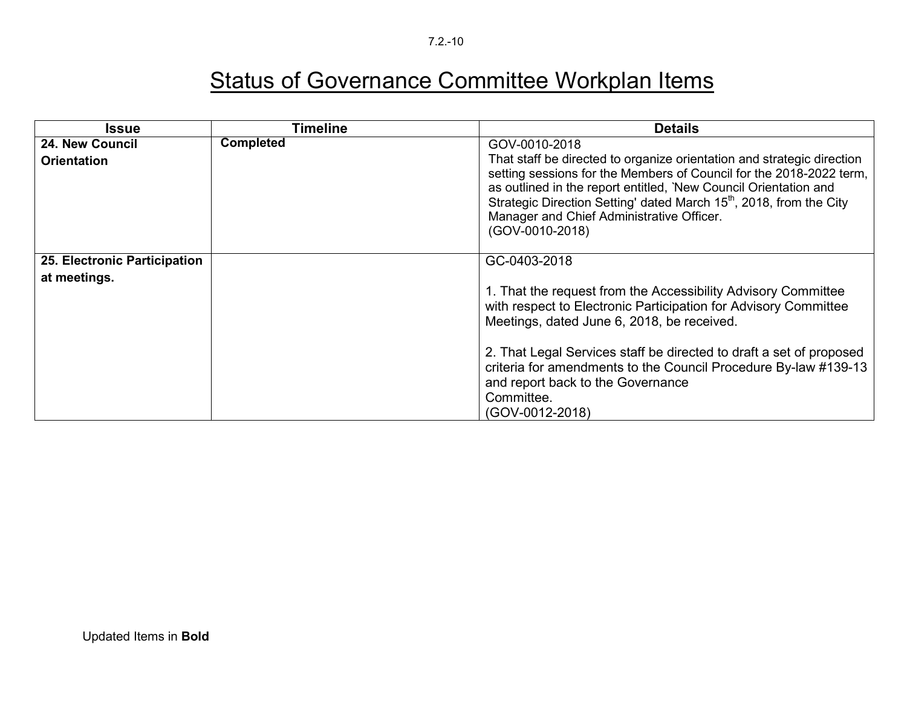# Status of Governance Committee Workplan Items

| Issue | Timeline | Details |
|---|---|---|
| **24. New Council Orientation** | **Completed** | GOV-0010-2018<br>That staff be directed to organize orientation and strategic direction setting sessions for the Members of Council for the 2018-2022 term, as outlined in the report entitled, `New Council Orientation and Strategic Direction Setting' dated March 15th, 2018, from the City Manager and Chief Administrative Officer.<br>(GOV-0010-2018) |
| **25. Electronic Participation at meetings.** | | GC-0403-2018<br><br>1. That the request from the Accessibility Advisory Committee with respect to Electronic Participation for Advisory Committee Meetings, dated June 6, 2018, be received.<br><br>2. That Legal Services staff be directed to draft a set of proposed criteria for amendments to the Council Procedure By-law #139-13 and report back to the Governance Committee.<br>(GOV-0012-2018) |

Updated Items in **Bold**